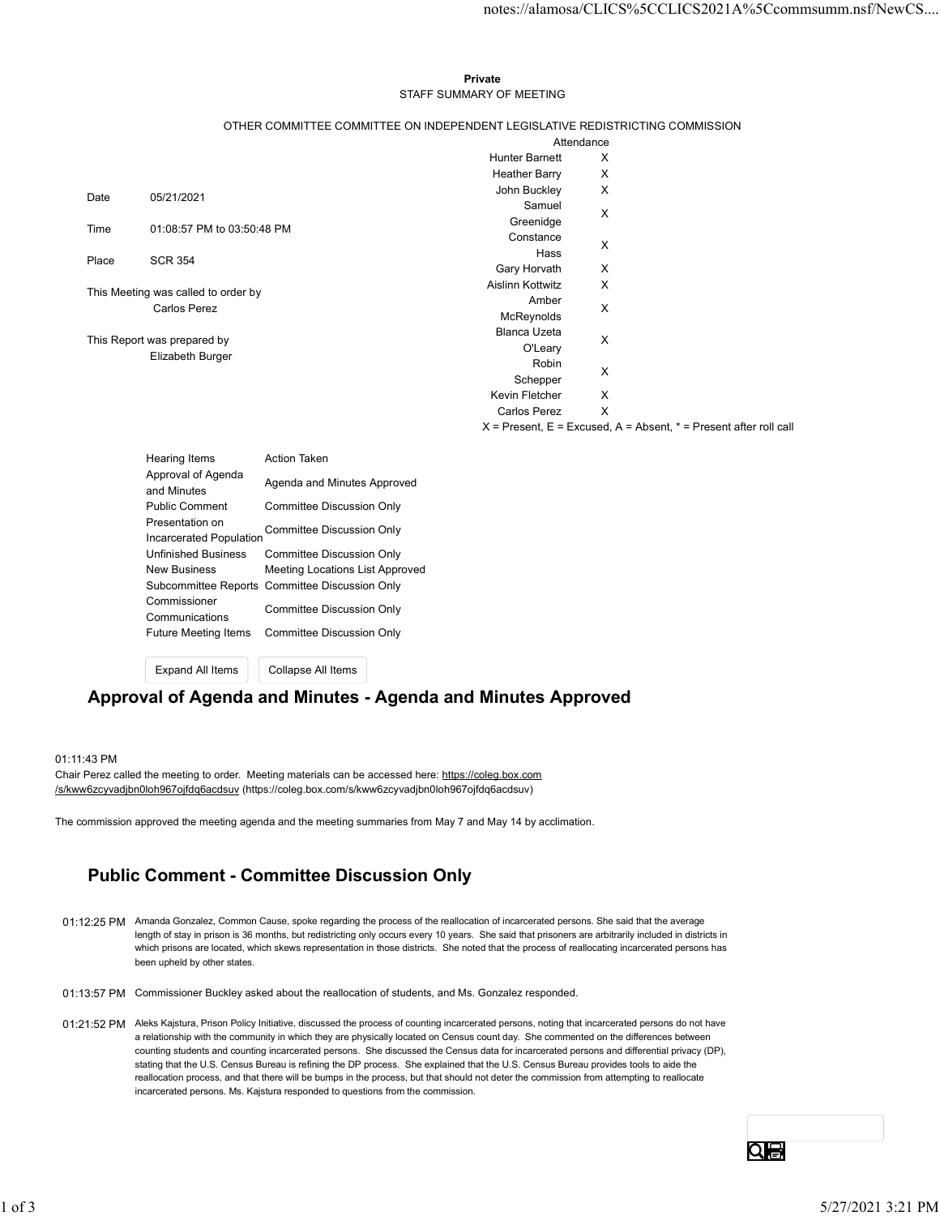**Private**

STAFF SUMMARY OF MEETING

OTHER COMMITTEE COMMITTEE ON INDEPENDENT LEGISLATIVE REDISTRICTING COMMISSION

| | |
|---|---|
| Date | 05/21/2021 |
| Time | 01:08:57 PM to 03:50:48 PM |
| Place | SCR 354 |
| This Meeting was called to order by | Carlos Perez |
| This Report was prepared by | Elizabeth Burger |

| Attendance | |
|---|---|
| Hunter Barnett | X |
| Heather Barry | X |
| John Buckley | X |
| Samuel Greenidge | X |
| Constance Hass | X |
| Gary Horvath | X |
| Aislinn Kottwitz | X |
| Amber McReynolds | X |
| Blanca Uzeta O'Leary | X |
| Robin Schepper | X |
| Kevin Fletcher | X |
| Carlos Perez | X |

X = Present, E = Excused, A = Absent, * = Present after roll call

| Hearing Items | Action Taken |
|---|---|
| Approval of Agenda and Minutes | Agenda and Minutes Approved |
| Public Comment | Committee Discussion Only |
| Presentation on Incarcerated Population | Committee Discussion Only |
| Unfinished Business | Committee Discussion Only |
| New Business | Meeting Locations List Approved |
| Subcommittee Reports | Committee Discussion Only |
| Commissioner Communications | Committee Discussion Only |
| Future Meeting Items | Committee Discussion Only |

## Approval of Agenda and Minutes - Agenda and Minutes Approved

01:11:43 PM

Chair Perez called the meeting to order. Meeting materials can be accessed here: https://coleg.box.com/s/kww6zcyvadjbn0loh967ojfdq6acdsuv (https://coleg.box.com/s/kww6zcyvadjbn0loh967ojfdq6acdsuv)

The commission approved the meeting agenda and the meeting summaries from May 7 and May 14 by acclimation.

## Public Comment - Committee Discussion Only

01:12:25 PM Amanda Gonzalez, Common Cause, spoke regarding the process of the reallocation of incarcerated persons. She said that the average length of stay in prison is 36 months, but redistricting only occurs every 10 years. She said that prisoners are arbitrarily included in districts in which prisons are located, which skews representation in those districts. She noted that the process of reallocating incarcerated persons has been upheld by other states.

01:13:57 PM Commissioner Buckley asked about the reallocation of students, and Ms. Gonzalez responded.

01:21:52 PM Aleks Kajstura, Prison Policy Initiative, discussed the process of counting incarcerated persons, noting that incarcerated persons do not have a relationship with the community in which they are physically located on Census count day. She commented on the differences between counting students and counting incarcerated persons. She discussed the Census data for incarcerated persons and differential privacy (DP), stating that the U.S. Census Bureau is refining the DP process. She explained that the U.S. Census Bureau provides tools to aide the reallocation process, and that there will be bumps in the process, but that should not deter the commission from attempting to reallocate incarcerated persons. Ms. Kajstura responded to questions from the commission.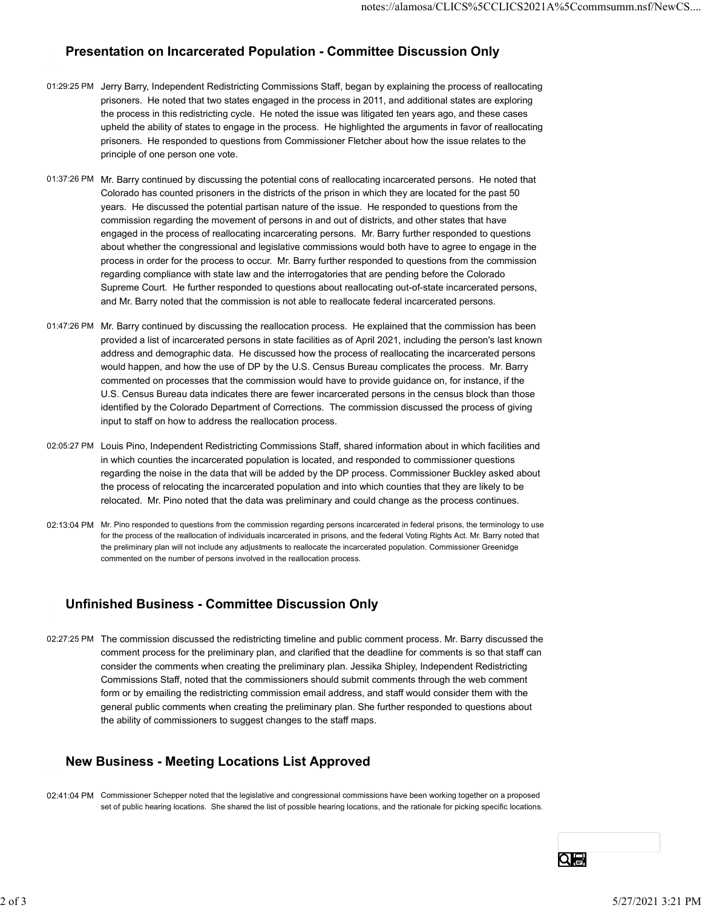## Presentation on Incarcerated Population - Committee Discussion Only

01:29:25 PM Jerry Barry, Independent Redistricting Commissions Staff, began by explaining the process of reallocating prisoners. He noted that two states engaged in the process in 2011, and additional states are exploring the process in this redistricting cycle. He noted the issue was litigated ten years ago, and these cases upheld the ability of states to engage in the process. He highlighted the arguments in favor of reallocating prisoners. He responded to questions from Commissioner Fletcher about how the issue relates to the principle of one person one vote.

01:37:26 PM Mr. Barry continued by discussing the potential cons of reallocating incarcerated persons. He noted that Colorado has counted prisoners in the districts of the prison in which they are located for the past 50 years. He discussed the potential partisan nature of the issue. He responded to questions from the commission regarding the movement of persons in and out of districts, and other states that have engaged in the process of reallocating incarcerating persons. Mr. Barry further responded to questions about whether the congressional and legislative commissions would both have to agree to engage in the process in order for the process to occur. Mr. Barry further responded to questions from the commission regarding compliance with state law and the interrogatories that are pending before the Colorado Supreme Court. He further responded to questions about reallocating out-of-state incarcerated persons, and Mr. Barry noted that the commission is not able to reallocate federal incarcerated persons.

01:47:26 PM Mr. Barry continued by discussing the reallocation process. He explained that the commission has been provided a list of incarcerated persons in state facilities as of April 2021, including the person's last known address and demographic data. He discussed how the process of reallocating the incarcerated persons would happen, and how the use of DP by the U.S. Census Bureau complicates the process. Mr. Barry commented on processes that the commission would have to provide guidance on, for instance, if the U.S. Census Bureau data indicates there are fewer incarcerated persons in the census block than those identified by the Colorado Department of Corrections. The commission discussed the process of giving input to staff on how to address the reallocation process.

02:05:27 PM Louis Pino, Independent Redistricting Commissions Staff, shared information about in which facilities and in which counties the incarcerated population is located, and responded to commissioner questions regarding the noise in the data that will be added by the DP process. Commissioner Buckley asked about the process of relocating the incarcerated population and into which counties that they are likely to be relocated. Mr. Pino noted that the data was preliminary and could change as the process continues.

02:13:04 PM Mr. Pino responded to questions from the commission regarding persons incarcerated in federal prisons, the terminology to use for the process of the reallocation of individuals incarcerated in prisons, and the federal Voting Rights Act. Mr. Barry noted that the preliminary plan will not include any adjustments to reallocate the incarcerated population. Commissioner Greenidge commented on the number of persons involved in the reallocation process.

## Unfinished Business - Committee Discussion Only

02:27:25 PM The commission discussed the redistricting timeline and public comment process. Mr. Barry discussed the comment process for the preliminary plan, and clarified that the deadline for comments is so that staff can consider the comments when creating the preliminary plan. Jessika Shipley, Independent Redistricting Commissions Staff, noted that the commissioners should submit comments through the web comment form or by emailing the redistricting commission email address, and staff would consider them with the general public comments when creating the preliminary plan. She further responded to questions about the ability of commissioners to suggest changes to the staff maps.

## New Business - Meeting Locations List Approved

02:41:04 PM Commissioner Schepper noted that the legislative and congressional commissions have been working together on a proposed set of public hearing locations. She shared the list of possible hearing locations, and the rationale for picking specific locations.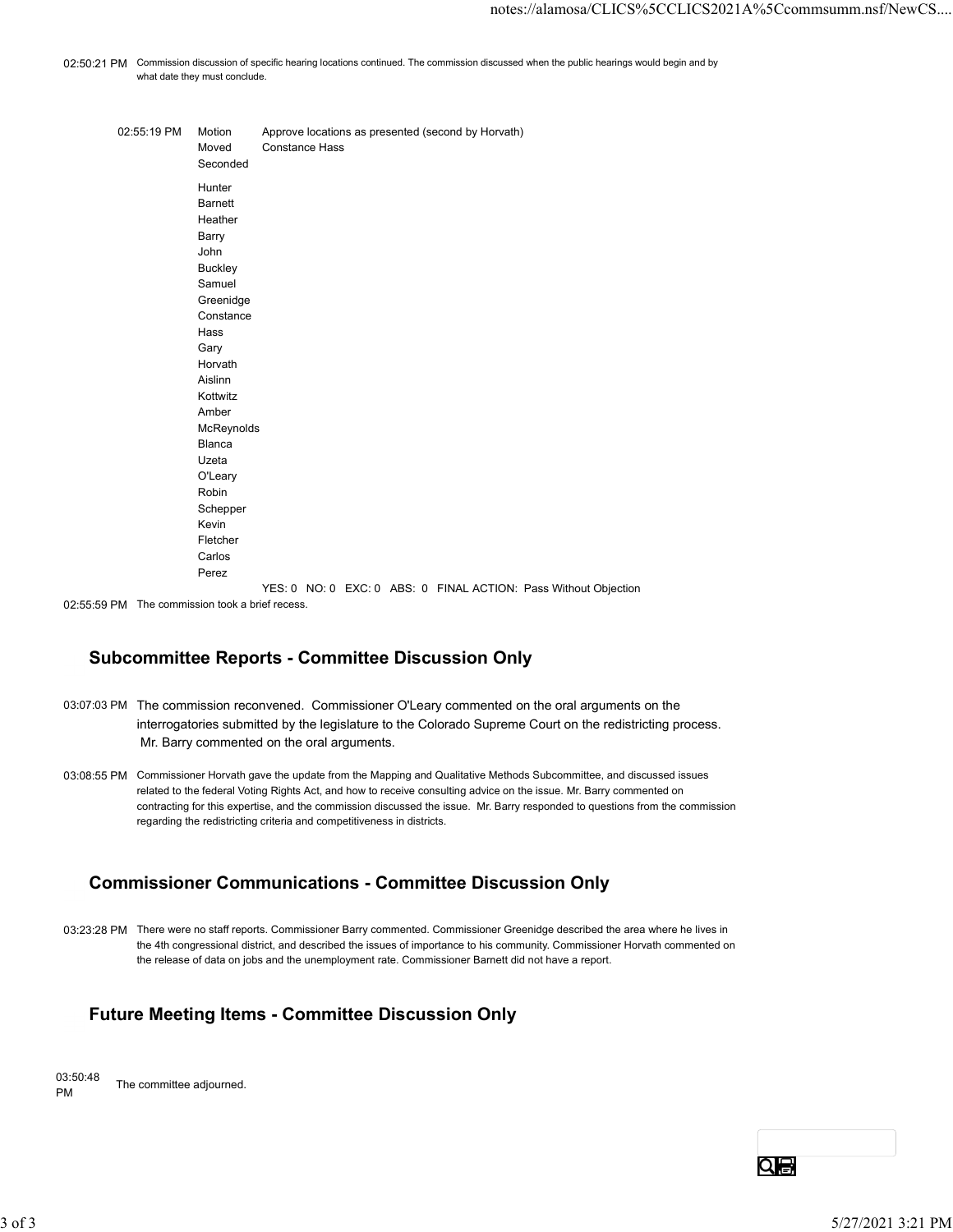02:50:21 PM Commission discussion of specific hearing locations continued. The commission discussed when the public hearings would begin and by what date they must conclude.

| | | |
|---|---|---|
| 02:55:19 PM | Motion | Approve locations as presented (second by Horvath) |
| | Moved | Constance Hass |
| | Seconded | |
| | Hunter Barnett | |
| | Heather Barry | |
| | John Buckley | |
| | Samuel Greenidge | |
| | Constance Hass | |
| | Gary Horvath | |
| | Aislinn Kottwitz | |
| | Amber McReynolds | |
| | Blanca Uzeta O'Leary | |
| | Robin Schepper | |
| | Kevin Fletcher | |
| | Carlos Perez | |
| | | YES: 0 NO: 0 EXC: 0 ABS: 0 FINAL ACTION: Pass Without Objection |

02:55:59 PM The commission took a brief recess.

## Subcommittee Reports - Committee Discussion Only

03:07:03 PM The commission reconvened. Commissioner O'Leary commented on the oral arguments on the interrogatories submitted by the legislature to the Colorado Supreme Court on the redistricting process. Mr. Barry commented on the oral arguments.

03:08:55 PM Commissioner Horvath gave the update from the Mapping and Qualitative Methods Subcommittee, and discussed issues related to the federal Voting Rights Act, and how to receive consulting advice on the issue. Mr. Barry commented on contracting for this expertise, and the commission discussed the issue. Mr. Barry responded to questions from the commission regarding the redistricting criteria and competitiveness in districts.

## Commissioner Communications - Committee Discussion Only

03:23:28 PM There were no staff reports. Commissioner Barry commented. Commissioner Greenidge described the area where he lives in the 4th congressional district, and described the issues of importance to his community. Commissioner Horvath commented on the release of data on jobs and the unemployment rate. Commissioner Barnett did not have a report.

## Future Meeting Items - Committee Discussion Only

03:50:48 PM The committee adjourned.